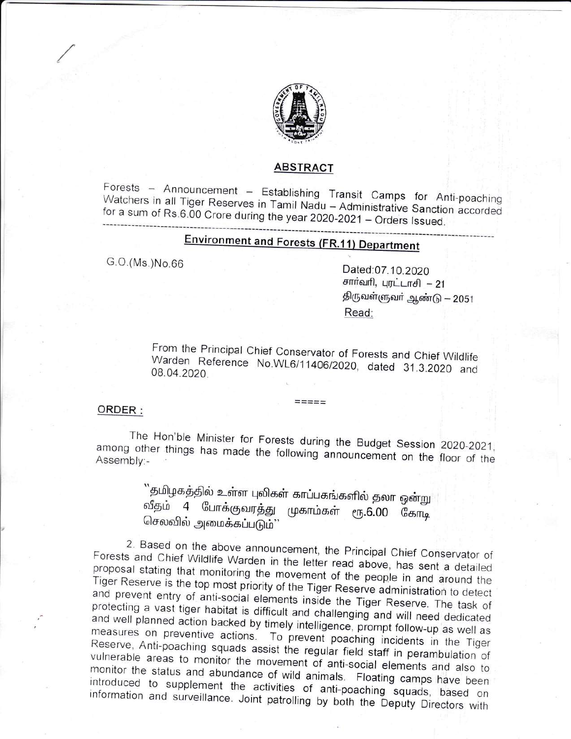## ABSTRACT

Forests – Announcement – Establishing Transit Camps for Anti-poaching Watchers in all Tiger Reserves in Tamil Nadu – Administrative Sanction accorded for a sum of Rs.6.00 Crore during the year 2020-2021 – Orders Issued.

---

## Environment and Forests (FR.11) Department

G.O.(Ms.)No.66

Dated:07.10.2020
சார்வரி, புரட்டாசி – 21
திருவள்ளுவர் ஆண்டு – 2051

Read:

From the Principal Chief Conservator of Forests and Chief Wildlife Warden Reference No.WL6/11406/2020, dated 31.3.2020 and 08.04.2020.

=====

**ORDER :**

The Hon'ble Minister for Forests during the Budget Session 2020-2021, among other things has made the following announcement on the floor of the Assembly:-

> "தமிழகத்தில் உள்ள புலிகள் காப்பகங்களில் தலா ஒன்று வீதம் 4 போக்குவரத்து முகாம்கள் ரூ.6.00 கோடி செலவில் அமைக்கப்படும்"

2. Based on the above announcement, the Principal Chief Conservator of Forests and Chief Wildlife Warden in the letter read above, has sent a detailed proposal stating that monitoring the movement of the people in and around the Tiger Reserve is the top most priority of the Tiger Reserve administration to detect and prevent entry of anti-social elements inside the Tiger Reserve. The task of protecting a vast tiger habitat is difficult and challenging and will need dedicated and well planned action backed by timely intelligence, prompt follow-up as well as measures on preventive actions. To prevent poaching incidents in the Tiger Reserve, Anti-poaching squads assist the regular field staff in perambulation of vulnerable areas to monitor the movement of anti-social elements and also to monitor the status and abundance of wild animals. Floating camps have been introduced to supplement the activities of anti-poaching squads, based on information and surveillance. Joint patrolling by both the Deputy Directors with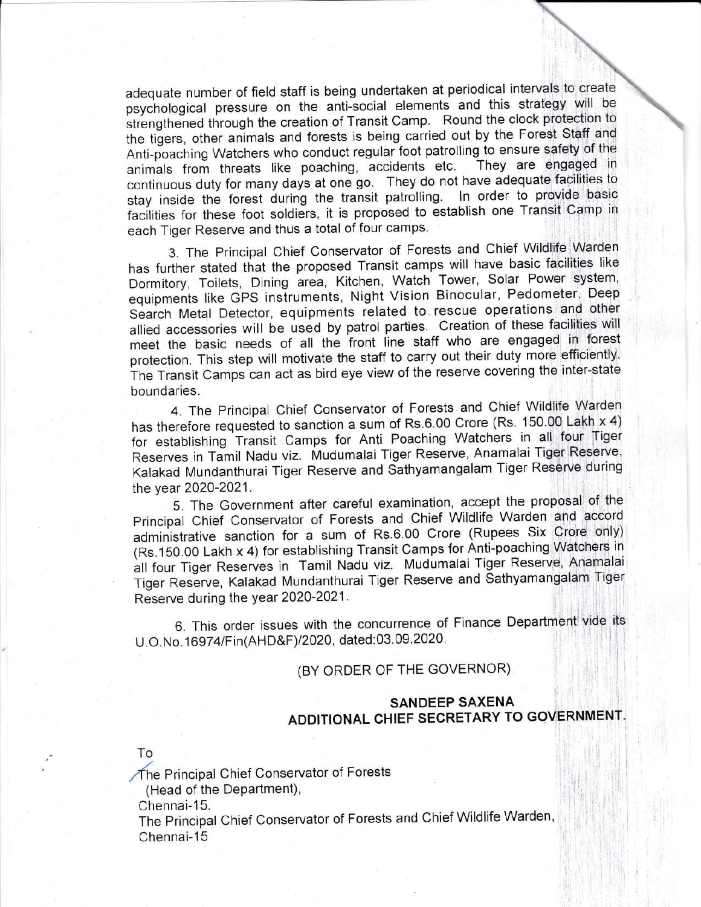adequate number of field staff is being undertaken at periodical intervals to create psychological pressure on the anti-social elements and this strategy will be strengthened through the creation of Transit Camp. Round the clock protection to the tigers, other animals and forests is being carried out by the Forest Staff and Anti-poaching Watchers who conduct regular foot patrolling to ensure safety of the animals from threats like poaching, accidents etc. They are engaged in continuous duty for many days at one go. They do not have adequate facilities to stay inside the forest during the transit patrolling. In order to provide basic facilities for these foot soldiers, it is proposed to establish one Transit Camp in each Tiger Reserve and thus a total of four camps.

3. The Principal Chief Conservator of Forests and Chief Wildlife Warden has further stated that the proposed Transit camps will have basic facilities like Dormitory, Toilets, Dining area, Kitchen, Watch Tower, Solar Power system, equipments like GPS instruments, Night Vision Binocular, Pedometer, Deep Search Metal Detector, equipments related to rescue operations and other allied accessories will be used by patrol parties. Creation of these facilities will meet the basic needs of all the front line staff who are engaged in forest protection. This step will motivate the staff to carry out their duty more efficiently. The Transit Camps can act as bird eye view of the reserve covering the inter-state boundaries.

4. The Principal Chief Conservator of Forests and Chief Wildlife Warden has therefore requested to sanction a sum of Rs.6.00 Crore (Rs. 150.00 Lakh x 4) for establishing Transit Camps for Anti Poaching Watchers in all four Tiger Reserves in Tamil Nadu viz. Mudumalai Tiger Reserve, Anamalai Tiger Reserve, Kalakad Mundanthurai Tiger Reserve and Sathyamangalam Tiger Reserve during the year 2020-2021.

5. The Government after careful examination, accept the proposal of the Principal Chief Conservator of Forests and Chief Wildlife Warden and accord administrative sanction for a sum of Rs.6.00 Crore (Rupees Six Crore only) (Rs.150.00 Lakh x 4) for establishing Transit Camps for Anti-poaching Watchers in all four Tiger Reserves in Tamil Nadu viz. Mudumalai Tiger Reserve, Anamalai Tiger Reserve, Kalakad Mundanthurai Tiger Reserve and Sathyamangalam Tiger Reserve during the year 2020-2021.

6. This order issues with the concurrence of Finance Department vide its U.O.No.16974/Fin(AHD&F)/2020, dated:03.09.2020.

(BY ORDER OF THE GOVERNOR)

**SANDEEP SAXENA**
**ADDITIONAL CHIEF SECRETARY TO GOVERNMENT.**

To

The Principal Chief Conservator of Forests
(Head of the Department),
Chennai-15.

The Principal Chief Conservator of Forests and Chief Wildlife Warden,
Chennai-15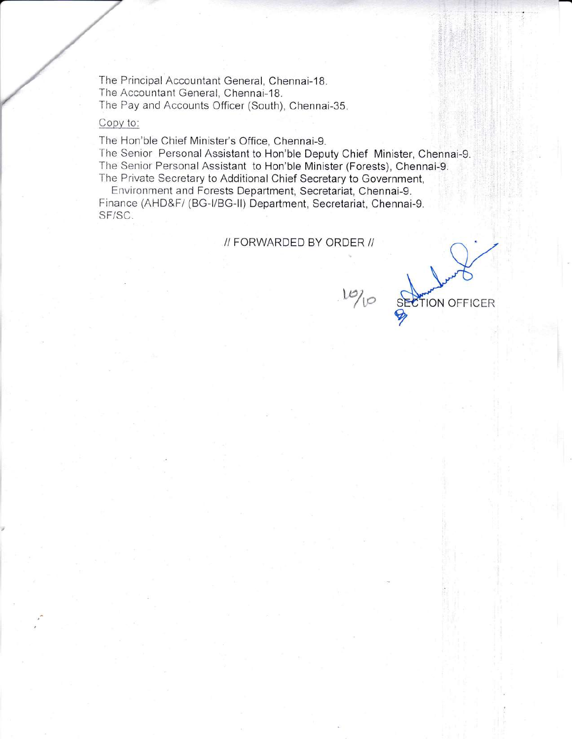The Principal Accountant General, Chennai-18.
The Accountant General, Chennai-18.
The Pay and Accounts Officer (South), Chennai-35.

Copy to:

The Hon'ble Chief Minister's Office, Chennai-9.
The Senior Personal Assistant to Hon'ble Deputy Chief Minister, Chennai-9.
The Senior Personal Assistant to Hon'ble Minister (Forests), Chennai-9.
The Private Secretary to Additional Chief Secretary to Government,
Environment and Forests Department, Secretariat, Chennai-9.
Finance (AHD&F/ (BG-I/BG-II) Department, Secretariat, Chennai-9.
SF/SC.

// FORWARDED BY ORDER //

10/10

SECTION OFFICER